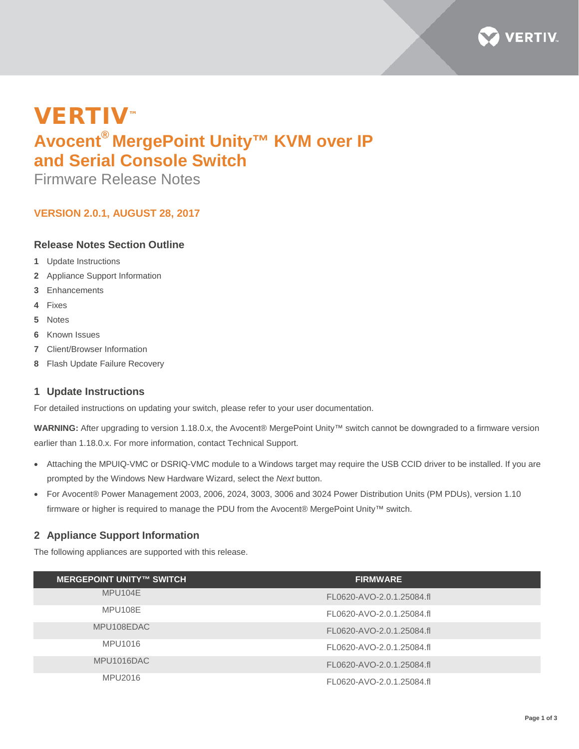# VERTIV™

# Avocent® MergePoint Unity™ KVM over IP and Serial Console Switch

Firmware Release Notes

## VERSION 2.0.1, AUGUST 28, 2017

### Release Notes Section Outline

1. Update Instructions
2. Appliance Support Information
3. Enhancements
4. Fixes
5. Notes
6. Known Issues
7. Client/Browser Information
8. Flash Update Failure Recovery

### 1 Update Instructions

For detailed instructions on updating your switch, please refer to your user documentation.

**WARNING:** After upgrading to version 1.18.0.x, the Avocent® MergePoint Unity™ switch cannot be downgraded to a firmware version earlier than 1.18.0.x. For more information, contact Technical Support.

- Attaching the MPUIQ-VMC or DSRIQ-VMC module to a Windows target may require the USB CCID driver to be installed. If you are prompted by the Windows New Hardware Wizard, select the *Next* button.
- For Avocent® Power Management 2003, 2006, 2024, 3003, 3006 and 3024 Power Distribution Units (PM PDUs), version 1.10 firmware or higher is required to manage the PDU from the Avocent® MergePoint Unity™ switch.

### 2 Appliance Support Information

The following appliances are supported with this release.

| MERGEPOINT UNITY™ SWITCH | FIRMWARE |
|---|---|
| MPU104E | FL0620-AVO-2.0.1.25084.fl |
| MPU108E | FL0620-AVO-2.0.1.25084.fl |
| MPU108EDAC | FL0620-AVO-2.0.1.25084.fl |
| MPU1016 | FL0620-AVO-2.0.1.25084.fl |
| MPU1016DAC | FL0620-AVO-2.0.1.25084.fl |
| MPU2016 | FL0620-AVO-2.0.1.25084.fl |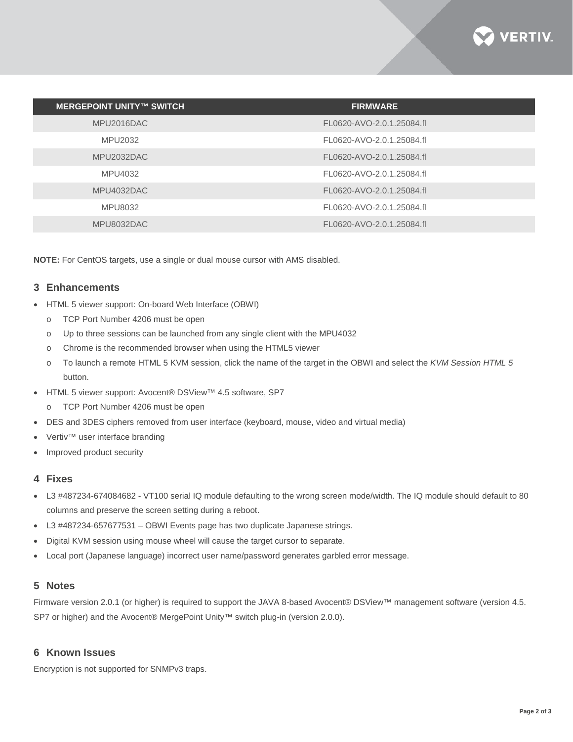| MERGEPOINT UNITY™ SWITCH | FIRMWARE |
| --- | --- |
| MPU2016DAC | FL0620-AVO-2.0.1.25084.fl |
| MPU2032 | FL0620-AVO-2.0.1.25084.fl |
| MPU2032DAC | FL0620-AVO-2.0.1.25084.fl |
| MPU4032 | FL0620-AVO-2.0.1.25084.fl |
| MPU4032DAC | FL0620-AVO-2.0.1.25084.fl |
| MPU8032 | FL0620-AVO-2.0.1.25084.fl |
| MPU8032DAC | FL0620-AVO-2.0.1.25084.fl |

**NOTE:** For CentOS targets, use a single or dual mouse cursor with AMS disabled.

## 3 Enhancements

- HTML 5 viewer support: On-board Web Interface (OBWI)
  - TCP Port Number 4206 must be open
  - Up to three sessions can be launched from any single client with the MPU4032
  - Chrome is the recommended browser when using the HTML5 viewer
  - To launch a remote HTML 5 KVM session, click the name of the target in the OBWI and select the *KVM Session HTML 5* button.
- HTML 5 viewer support: Avocent® DSView™ 4.5 software, SP7
  - TCP Port Number 4206 must be open
- DES and 3DES ciphers removed from user interface (keyboard, mouse, video and virtual media)
- Vertiv™ user interface branding
- Improved product security

## 4 Fixes

- L3 #487234-674084682 - VT100 serial IQ module defaulting to the wrong screen mode/width. The IQ module should default to 80 columns and preserve the screen setting during a reboot.
- L3 #487234-657677531 – OBWI Events page has two duplicate Japanese strings.
- Digital KVM session using mouse wheel will cause the target cursor to separate.
- Local port (Japanese language) incorrect user name/password generates garbled error message.

## 5 Notes

Firmware version 2.0.1 (or higher) is required to support the JAVA 8-based Avocent® DSView™ management software (version 4.5. SP7 or higher) and the Avocent® MergePoint Unity™ switch plug-in (version 2.0.0).

## 6 Known Issues

Encryption is not supported for SNMPv3 traps.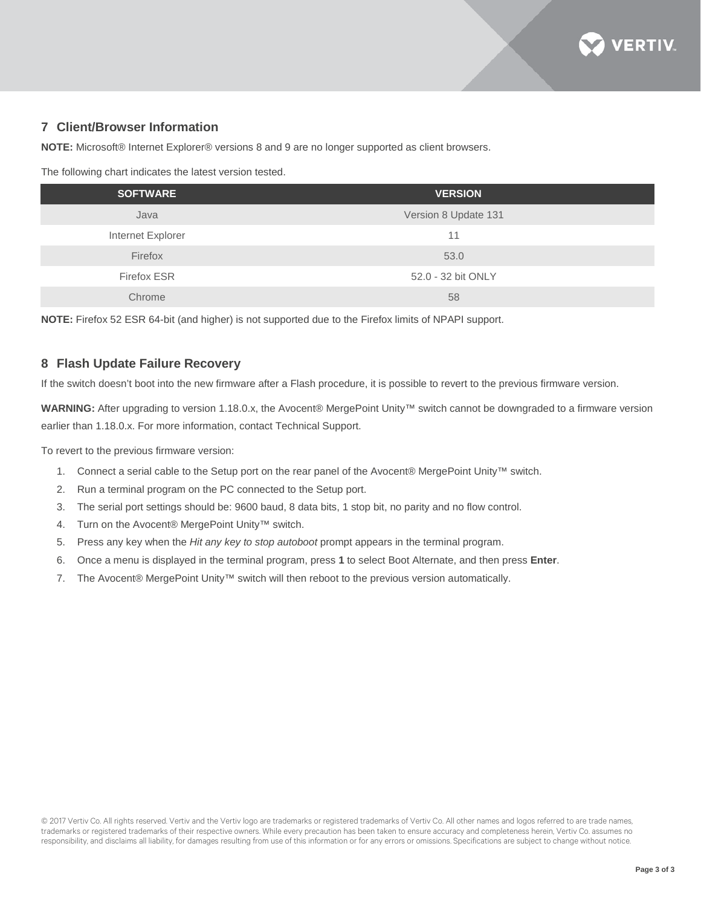## 7 Client/Browser Information

**NOTE:** Microsoft® Internet Explorer® versions 8 and 9 are no longer supported as client browsers.

The following chart indicates the latest version tested.

| SOFTWARE | VERSION |
|---|---|
| Java | Version 8 Update 131 |
| Internet Explorer | 11 |
| Firefox | 53.0 |
| Firefox ESR | 52.0 - 32 bit ONLY |
| Chrome | 58 |

**NOTE:** Firefox 52 ESR 64-bit (and higher) is not supported due to the Firefox limits of NPAPI support.

## 8 Flash Update Failure Recovery

If the switch doesn't boot into the new firmware after a Flash procedure, it is possible to revert to the previous firmware version.

**WARNING:** After upgrading to version 1.18.0.x, the Avocent® MergePoint Unity™ switch cannot be downgraded to a firmware version earlier than 1.18.0.x. For more information, contact Technical Support.

To revert to the previous firmware version:

1. Connect a serial cable to the Setup port on the rear panel of the Avocent® MergePoint Unity™ switch.
2. Run a terminal program on the PC connected to the Setup port.
3. The serial port settings should be: 9600 baud, 8 data bits, 1 stop bit, no parity and no flow control.
4. Turn on the Avocent® MergePoint Unity™ switch.
5. Press any key when the *Hit any key to stop autoboot* prompt appears in the terminal program.
6. Once a menu is displayed in the terminal program, press **1** to select Boot Alternate, and then press **Enter**.
7. The Avocent® MergePoint Unity™ switch will then reboot to the previous version automatically.

© 2017 Vertiv Co. All rights reserved. Vertiv and the Vertiv logo are trademarks or registered trademarks of Vertiv Co. All other names and logos referred to are trade names, trademarks or registered trademarks of their respective owners. While every precaution has been taken to ensure accuracy and completeness herein, Vertiv Co. assumes no responsibility, and disclaims all liability, for damages resulting from use of this information or for any errors or omissions. Specifications are subject to change without notice.